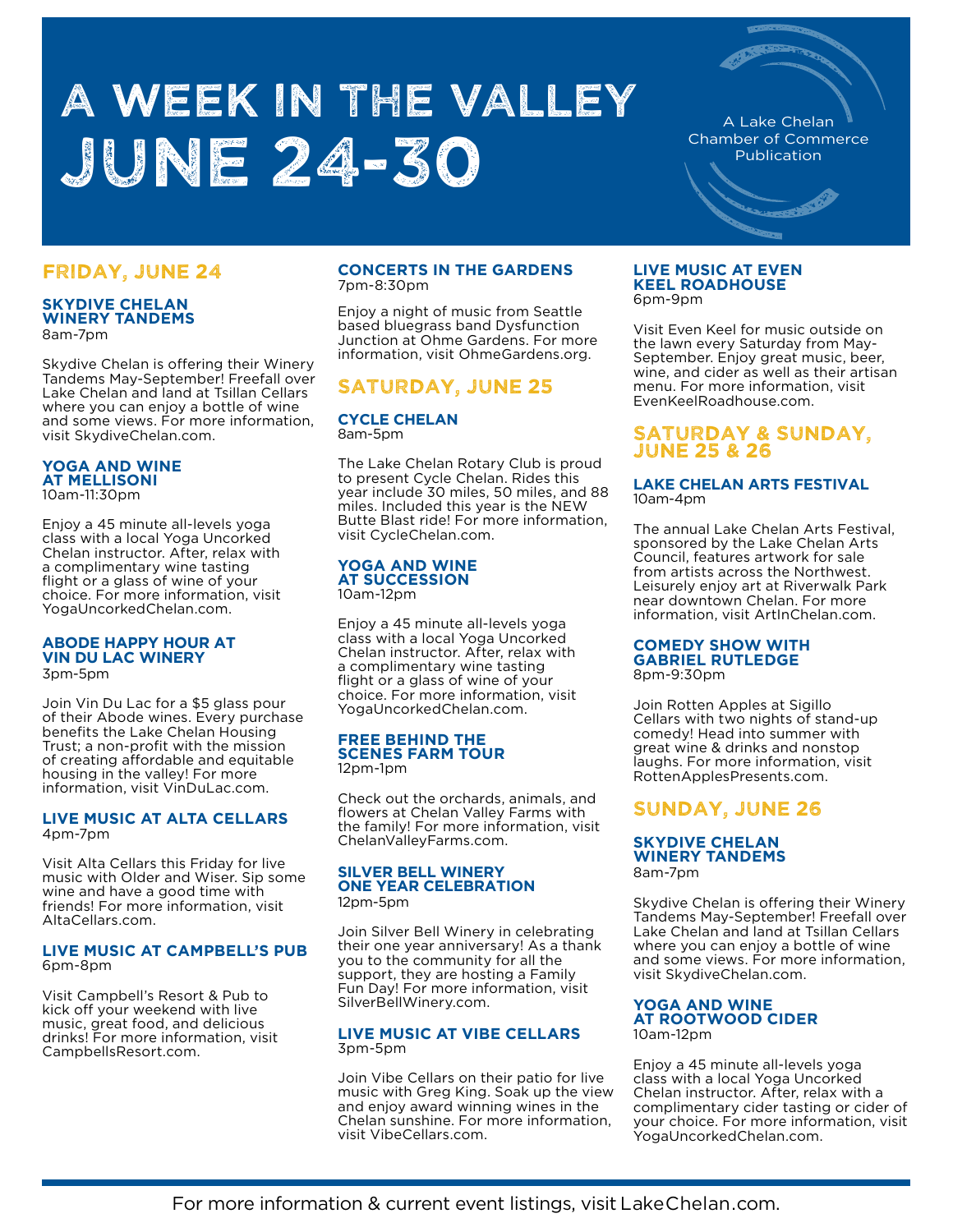# A WEEK IN THE VALLEY JUNE 24-30

A Lake Chelan Chamber of Commerce Publication

## FRIDAY, JUNE 24

### SKYDIVE CHELAN WINERY TANDEMS
8am-7pm

Skydive Chelan is offering their Winery Tandems May-September! Freefall over Lake Chelan and land at Tsillan Cellars where you can enjoy a bottle of wine and some views. For more information, visit SkydiveChelan.com.

### YOGA AND WINE AT MELLISONI
10am-11:30pm

Enjoy a 45 minute all-levels yoga class with a local Yoga Uncorked Chelan instructor. After, relax with a complimentary wine tasting flight or a glass of wine of your choice. For more information, visit YogaUncorkedChelan.com.

### ABODE HAPPY HOUR AT VIN DU LAC WINERY
3pm-5pm

Join Vin Du Lac for a $5 glass pour of their Abode wines. Every purchase benefits the Lake Chelan Housing Trust; a non-profit with the mission of creating affordable and equitable housing in the valley! For more information, visit VinDuLac.com.

### LIVE MUSIC AT ALTA CELLARS
4pm-7pm

Visit Alta Cellars this Friday for live music with Older and Wiser. Sip some wine and have a good time with friends! For more information, visit AltaCellars.com.

### LIVE MUSIC AT CAMPBELL'S PUB
6pm-8pm

Visit Campbell's Resort & Pub to kick off your weekend with live music, great food, and delicious drinks! For more information, visit CampbellsResort.com.

### CONCERTS IN THE GARDENS
7pm-8:30pm

Enjoy a night of music from Seattle based bluegrass band Dysfunction Junction at Ohme Gardens. For more information, visit OhmeGardens.org.

## SATURDAY, JUNE 25

### CYCLE CHELAN
8am-5pm

The Lake Chelan Rotary Club is proud to present Cycle Chelan. Rides this year include 30 miles, 50 miles, and 88 miles. Included this year is the NEW Butte Blast ride! For more information, visit CycleChelan.com.

### YOGA AND WINE AT SUCCESSION
10am-12pm

Enjoy a 45 minute all-levels yoga class with a local Yoga Uncorked Chelan instructor. After, relax with a complimentary wine tasting flight or a glass of wine of your choice. For more information, visit YogaUncorkedChelan.com.

### FREE BEHIND THE SCENES FARM TOUR
12pm-1pm

Check out the orchards, animals, and flowers at Chelan Valley Farms with the family! For more information, visit ChelanValleyFarms.com.

### SILVER BELL WINERY ONE YEAR CELEBRATION
12pm-5pm

Join Silver Bell Winery in celebrating their one year anniversary! As a thank you to the community for all the support, they are hosting a Family Fun Day! For more information, visit SilverBellWinery.com.

### LIVE MUSIC AT VIBE CELLARS
3pm-5pm

Join Vibe Cellars on their patio for live music with Greg King. Soak up the view and enjoy award winning wines in the Chelan sunshine. For more information, visit VibeCellars.com.

### LIVE MUSIC AT EVEN KEEL ROADHOUSE
6pm-9pm

Visit Even Keel for music outside on the lawn every Saturday from May-September. Enjoy great music, beer, wine, and cider as well as their artisan menu. For more information, visit EvenKeelRoadhouse.com.

## SATURDAY & SUNDAY, JUNE 25 & 26

### LAKE CHELAN ARTS FESTIVAL
10am-4pm

The annual Lake Chelan Arts Festival, sponsored by the Lake Chelan Arts Council, features artwork for sale from artists across the Northwest. Leisurely enjoy art at Riverwalk Park near downtown Chelan. For more information, visit ArtInChelan.com.

### COMEDY SHOW WITH GABRIEL RUTLEDGE
8pm-9:30pm

Join Rotten Apples at Sigillo Cellars with two nights of stand-up comedy! Head into summer with great wine & drinks and nonstop laughs. For more information, visit RottenApplesPresents.com.

## SUNDAY, JUNE 26

### SKYDIVE CHELAN WINERY TANDEMS
8am-7pm

Skydive Chelan is offering their Winery Tandems May-September! Freefall over Lake Chelan and land at Tsillan Cellars where you can enjoy a bottle of wine and some views. For more information, visit SkydiveChelan.com.

### YOGA AND WINE AT ROOTWOOD CIDER
10am-12pm

Enjoy a 45 minute all-levels yoga class with a local Yoga Uncorked Chelan instructor. After, relax with a complimentary cider tasting or cider of your choice. For more information, visit YogaUncorkedChelan.com.

For more information & current event listings, visit LakeChelan.com.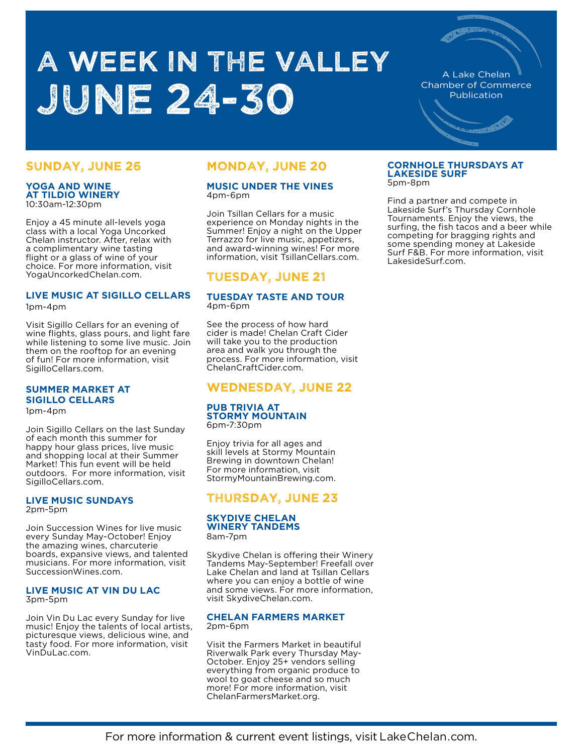# A WEEK IN THE VALLEY JUNE 24-30

A Lake Chelan Chamber of Commerce Publication

## SUNDAY, JUNE 26

### YOGA AND WINE AT TILDIO WINERY
10:30am-12:30pm

Enjoy a 45 minute all-levels yoga class with a local Yoga Uncorked Chelan instructor. After, relax with a complimentary wine tasting flight or a glass of wine of your choice. For more information, visit YogaUncorkedChelan.com.

### LIVE MUSIC AT SIGILLO CELLARS
1pm-4pm

Visit Sigillo Cellars for an evening of wine flights, glass pours, and light fare while listening to some live music. Join them on the rooftop for an evening of fun! For more information, visit SigilloCellars.com.

### SUMMER MARKET AT SIGILLO CELLARS
1pm-4pm

Join Sigillo Cellars on the last Sunday of each month this summer for happy hour glass prices, live music and shopping local at their Summer Market! This fun event will be held outdoors. For more information, visit SigilloCellars.com.

### LIVE MUSIC SUNDAYS
2pm-5pm

Join Succession Wines for live music every Sunday May-October! Enjoy the amazing wines, charcuterie boards, expansive views, and talented musicians. For more information, visit SuccessionWines.com.

### LIVE MUSIC AT VIN DU LAC
3pm-5pm

Join Vin Du Lac every Sunday for live music! Enjoy the talents of local artists, picturesque views, delicious wine, and tasty food. For more information, visit VinDuLac.com.

## MONDAY, JUNE 20

### MUSIC UNDER THE VINES
4pm-6pm

Join Tsillan Cellars for a music experience on Monday nights in the Summer! Enjoy a night on the Upper Terrazzo for live music, appetizers, and award-winning wines! For more information, visit TsillanCellars.com.

## TUESDAY, JUNE 21

### TUESDAY TASTE AND TOUR
4pm-6pm

See the process of how hard cider is made! Chelan Craft Cider will take you to the production area and walk you through the process. For more information, visit ChelanCraftCider.com.

## WEDNESDAY, JUNE 22

### PUB TRIVIA AT STORMY MOUNTAIN
6pm-7:30pm

Enjoy trivia for all ages and skill levels at Stormy Mountain Brewing in downtown Chelan! For more information, visit StormyMountainBrewing.com.

## THURSDAY, JUNE 23

### SKYDIVE CHELAN WINERY TANDEMS
8am-7pm

Skydive Chelan is offering their Winery Tandems May-September! Freefall over Lake Chelan and land at Tsillan Cellars where you can enjoy a bottle of wine and some views. For more information, visit SkydiveChelan.com.

### CHELAN FARMERS MARKET
2pm-6pm

Visit the Farmers Market in beautiful Riverwalk Park every Thursday May-October. Enjoy 25+ vendors selling everything from organic produce to wool to goat cheese and so much more! For more information, visit ChelanFarmersMarket.org.

### CORNHOLE THURSDAYS AT LAKESIDE SURF
5pm-8pm

Find a partner and compete in Lakeside Surf's Thursday Cornhole Tournaments. Enjoy the views, the surfing, the fish tacos and a beer while competing for bragging rights and some spending money at Lakeside Surf F&B. For more information, visit LakesideSurf.com.

For more information & current event listings, visit LakeChelan.com.